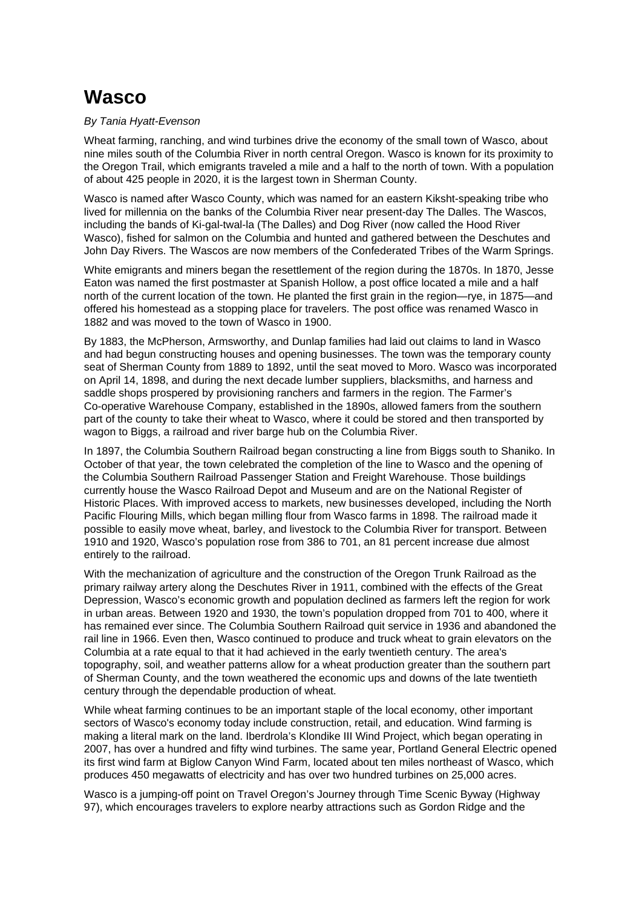# Wasco

*By Tania Hyatt-Evenson*

Wheat farming, ranching, and wind turbines drive the economy of the small town of Wasco, about nine miles south of the Columbia River in north central Oregon. Wasco is known for its proximity to the Oregon Trail, which emigrants traveled a mile and a half to the north of town. With a population of about 425 people in 2020, it is the largest town in Sherman County.

Wasco is named after Wasco County, which was named for an eastern Kiksht-speaking tribe who lived for millennia on the banks of the Columbia River near present-day The Dalles. The Wascos, including the bands of Ki-gal-twal-la (The Dalles) and Dog River (now called the Hood River Wasco), fished for salmon on the Columbia and hunted and gathered between the Deschutes and John Day Rivers. The Wascos are now members of the Confederated Tribes of the Warm Springs.

White emigrants and miners began the resettlement of the region during the 1870s. In 1870, Jesse Eaton was named the first postmaster at Spanish Hollow, a post office located a mile and a half north of the current location of the town. He planted the first grain in the region—rye, in 1875—and offered his homestead as a stopping place for travelers. The post office was renamed Wasco in 1882 and was moved to the town of Wasco in 1900.

By 1883, the McPherson, Armsworthy, and Dunlap families had laid out claims to land in Wasco and had begun constructing houses and opening businesses. The town was the temporary county seat of Sherman County from 1889 to 1892, until the seat moved to Moro. Wasco was incorporated on April 14, 1898, and during the next decade lumber suppliers, blacksmiths, and harness and saddle shops prospered by provisioning ranchers and farmers in the region. The Farmer's Co-operative Warehouse Company, established in the 1890s, allowed famers from the southern part of the county to take their wheat to Wasco, where it could be stored and then transported by wagon to Biggs, a railroad and river barge hub on the Columbia River.

In 1897, the Columbia Southern Railroad began constructing a line from Biggs south to Shaniko. In October of that year, the town celebrated the completion of the line to Wasco and the opening of the Columbia Southern Railroad Passenger Station and Freight Warehouse. Those buildings currently house the Wasco Railroad Depot and Museum and are on the National Register of Historic Places. With improved access to markets, new businesses developed, including the North Pacific Flouring Mills, which began milling flour from Wasco farms in 1898. The railroad made it possible to easily move wheat, barley, and livestock to the Columbia River for transport. Between 1910 and 1920, Wasco's population rose from 386 to 701, an 81 percent increase due almost entirely to the railroad.

With the mechanization of agriculture and the construction of the Oregon Trunk Railroad as the primary railway artery along the Deschutes River in 1911, combined with the effects of the Great Depression, Wasco's economic growth and population declined as farmers left the region for work in urban areas. Between 1920 and 1930, the town's population dropped from 701 to 400, where it has remained ever since. The Columbia Southern Railroad quit service in 1936 and abandoned the rail line in 1966. Even then, Wasco continued to produce and truck wheat to grain elevators on the Columbia at a rate equal to that it had achieved in the early twentieth century. The area's topography, soil, and weather patterns allow for a wheat production greater than the southern part of Sherman County, and the town weathered the economic ups and downs of the late twentieth century through the dependable production of wheat.

While wheat farming continues to be an important staple of the local economy, other important sectors of Wasco's economy today include construction, retail, and education. Wind farming is making a literal mark on the land. Iberdrola's Klondike III Wind Project, which began operating in 2007, has over a hundred and fifty wind turbines. The same year, Portland General Electric opened its first wind farm at Biglow Canyon Wind Farm, located about ten miles northeast of Wasco, which produces 450 megawatts of electricity and has over two hundred turbines on 25,000 acres.

Wasco is a jumping-off point on Travel Oregon's Journey through Time Scenic Byway (Highway 97), which encourages travelers to explore nearby attractions such as Gordon Ridge and the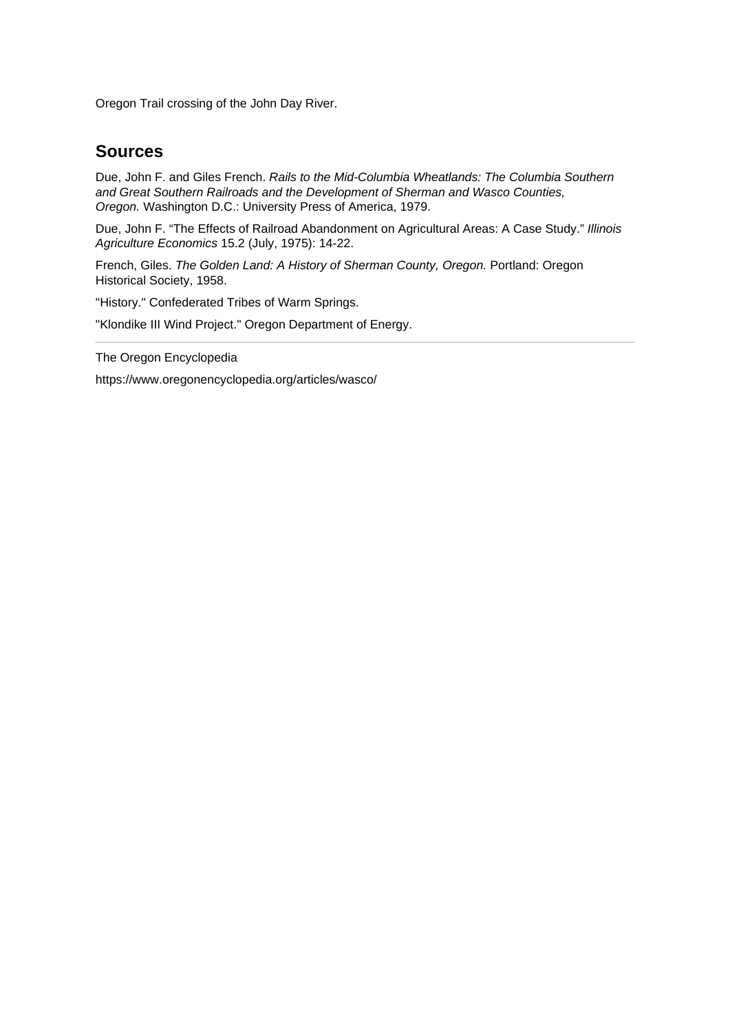Oregon Trail crossing of the John Day River.

## Sources

Due, John F. and Giles French. *Rails to the Mid-Columbia Wheatlands: The Columbia Southern and Great Southern Railroads and the Development of Sherman and Wasco Counties, Oregon.* Washington D.C.: University Press of America, 1979.

Due, John F. "The Effects of Railroad Abandonment on Agricultural Areas: A Case Study." *Illinois Agriculture Economics* 15.2 (July, 1975): 14-22.

French, Giles. *The Golden Land: A History of Sherman County, Oregon.* Portland: Oregon Historical Society, 1958.

"History." Confederated Tribes of Warm Springs.

"Klondike III Wind Project." Oregon Department of Energy.

---

The Oregon Encyclopedia

https://www.oregonencyclopedia.org/articles/wasco/